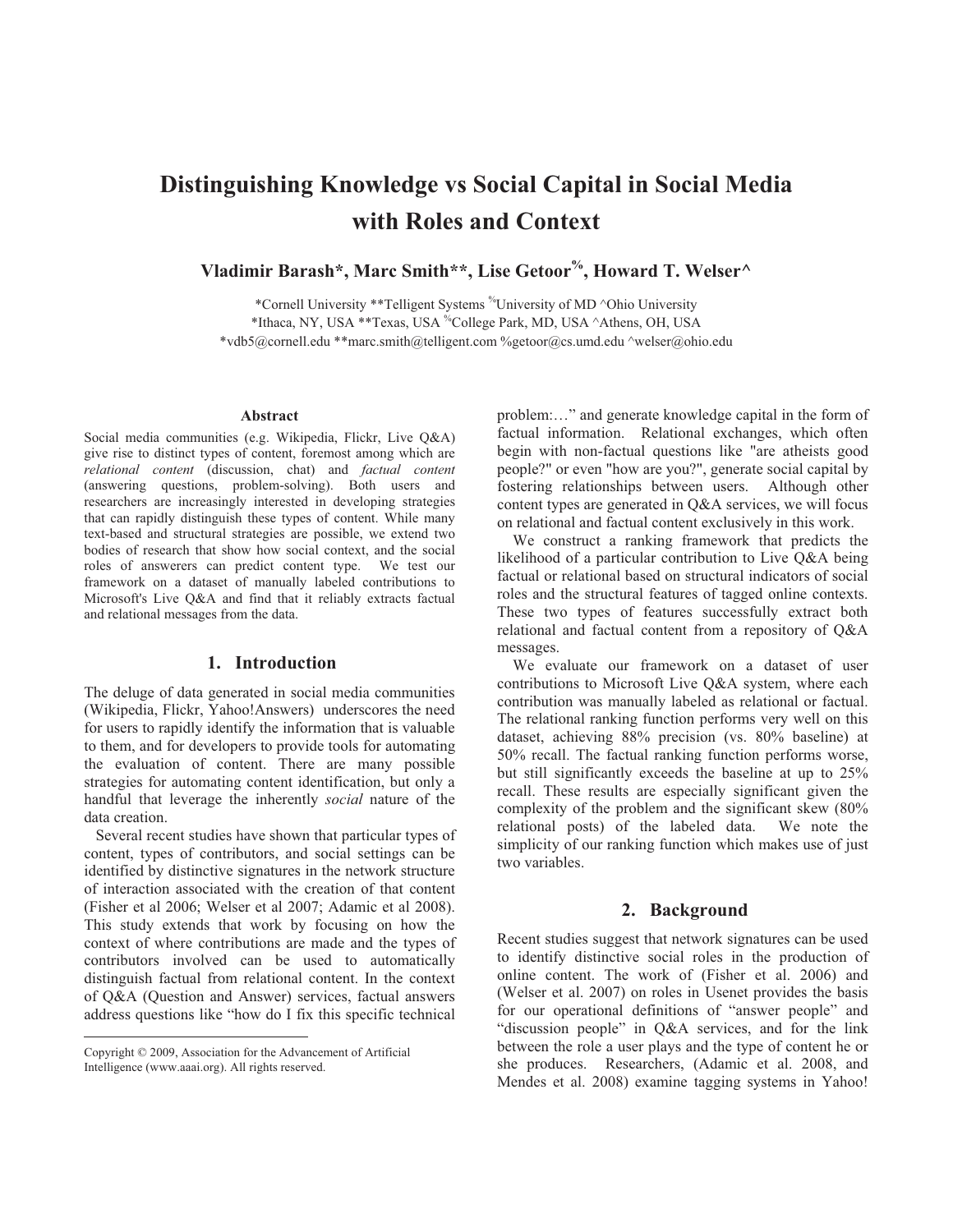# Distinguishing Knowledge vs Social Capital in Social Media with Roles and Context

**Vladimir Barash*, Marc Smith**, Lise Getoor%, Howard T. Welser^**

*Cornell University **Telligent Systems %University of MD ^Ohio University
*Ithaca, NY, USA **Texas, USA %College Park, MD, USA ^Athens, OH, USA
*vdb5@cornell.edu **marc.smith@telligent.com %getoor@cs.umd.edu ^welser@ohio.edu

### Abstract

Social media communities (e.g. Wikipedia, Flickr, Live Q&A) give rise to distinct types of content, foremost among which are *relational content* (discussion, chat) and *factual content* (answering questions, problem-solving). Both users and researchers are increasingly interested in developing strategies that can rapidly distinguish these types of content. While many text-based and structural strategies are possible, we extend two bodies of research that show how social context, and the social roles of answerers can predict content type. We test our framework on a dataset of manually labeled contributions to Microsoft's Live Q&A and find that it reliably extracts factual and relational messages from the data.

## 1. Introduction

The deluge of data generated in social media communities (Wikipedia, Flickr, Yahoo!Answers) underscores the need for users to rapidly identify the information that is valuable to them, and for developers to provide tools for automating the evaluation of content. There are many possible strategies for automating content identification, but only a handful that leverage the inherently *social* nature of the data creation.

Several recent studies have shown that particular types of content, types of contributors, and social settings can be identified by distinctive signatures in the network structure of interaction associated with the creation of that content (Fisher et al 2006; Welser et al 2007; Adamic et al 2008). This study extends that work by focusing on how the context of where contributions are made and the types of contributors involved can be used to automatically distinguish factual from relational content. In the context of Q&A (Question and Answer) services, factual answers address questions like "how do I fix this specific technical problem:…" and generate knowledge capital in the form of factual information. Relational exchanges, which often begin with non-factual questions like "are atheists good people?" or even "how are you?", generate social capital by fostering relationships between users. Although other content types are generated in Q&A services, we will focus on relational and factual content exclusively in this work.

We construct a ranking framework that predicts the likelihood of a particular contribution to Live Q&A being factual or relational based on structural indicators of social roles and the structural features of tagged online contexts. These two types of features successfully extract both relational and factual content from a repository of Q&A messages.

We evaluate our framework on a dataset of user contributions to Microsoft Live Q&A system, where each contribution was manually labeled as relational or factual. The relational ranking function performs very well on this dataset, achieving 88% precision (vs. 80% baseline) at 50% recall. The factual ranking function performs worse, but still significantly exceeds the baseline at up to 25% recall. These results are especially significant given the complexity of the problem and the significant skew (80% relational posts) of the labeled data. We note the simplicity of our ranking function which makes use of just two variables.

## 2. Background

Recent studies suggest that network signatures can be used to identify distinctive social roles in the production of online content. The work of (Fisher et al. 2006) and (Welser et al. 2007) on roles in Usenet provides the basis for our operational definitions of "answer people" and "discussion people" in Q&A services, and for the link between the role a user plays and the type of content he or she produces. Researchers, (Adamic et al. 2008, and Mendes et al. 2008) examine tagging systems in Yahoo!

Copyright © 2009, Association for the Advancement of Artificial Intelligence (www.aaai.org). All rights reserved.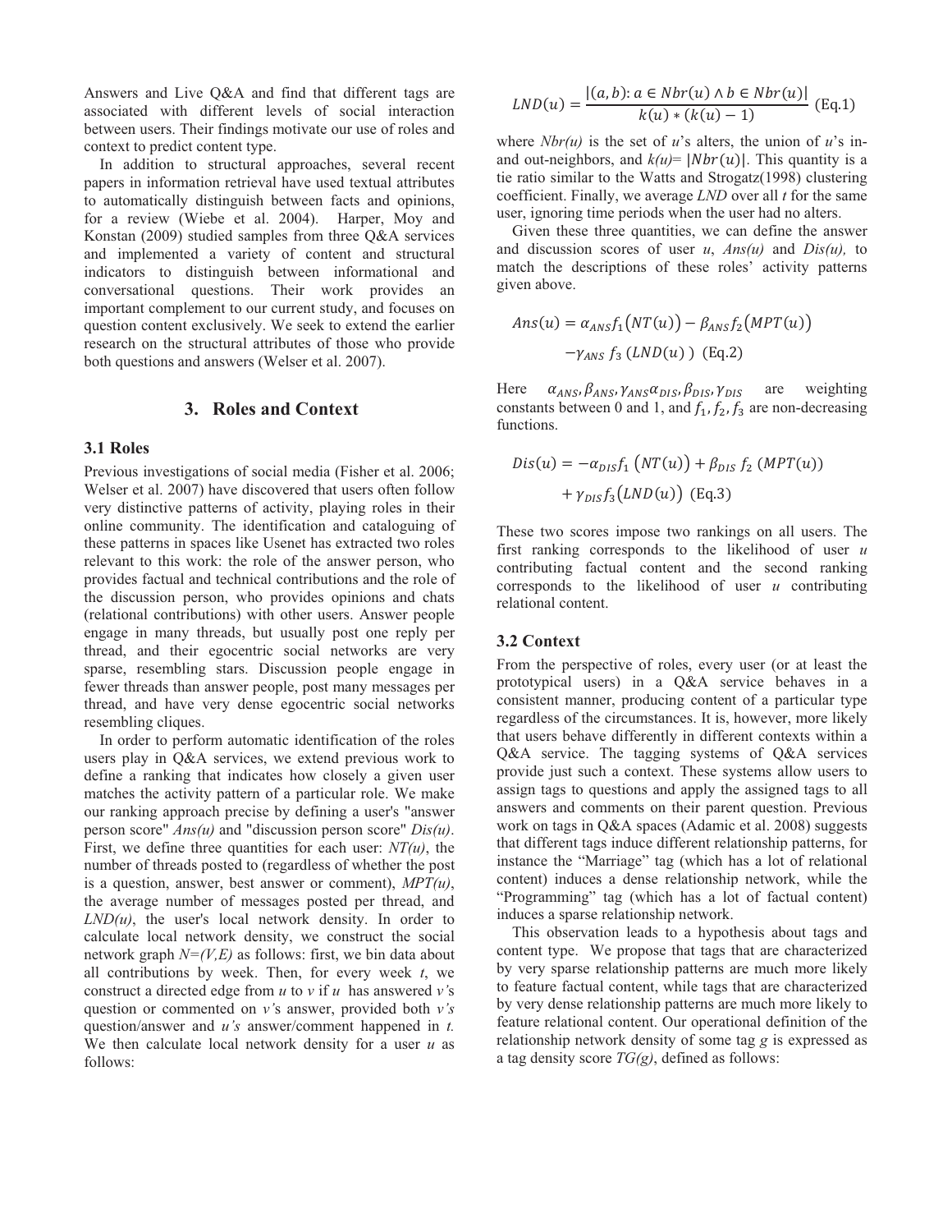Answers and Live Q&A and find that different tags are associated with different levels of social interaction between users. Their findings motivate our use of roles and context to predict content type.

In addition to structural approaches, several recent papers in information retrieval have used textual attributes to automatically distinguish between facts and opinions, for a review (Wiebe et al. 2004). Harper, Moy and Konstan (2009) studied samples from three Q&A services and implemented a variety of content and structural indicators to distinguish between informational and conversational questions. Their work provides an important complement to our current study, and focuses on question content exclusively. We seek to extend the earlier research on the structural attributes of those who provide both questions and answers (Welser et al. 2007).

## 3. Roles and Context

### 3.1 Roles

Previous investigations of social media (Fisher et al. 2006; Welser et al. 2007) have discovered that users often follow very distinctive patterns of activity, playing roles in their online community. The identification and cataloguing of these patterns in spaces like Usenet has extracted two roles relevant to this work: the role of the answer person, who provides factual and technical contributions and the role of the discussion person, who provides opinions and chats (relational contributions) with other users. Answer people engage in many threads, but usually post one reply per thread, and their egocentric social networks are very sparse, resembling stars. Discussion people engage in fewer threads than answer people, post many messages per thread, and have very dense egocentric social networks resembling cliques.

In order to perform automatic identification of the roles users play in Q&A services, we extend previous work to define a ranking that indicates how closely a given user matches the activity pattern of a particular role. We make our ranking approach precise by defining a user's "answer person score" *Ans(u)* and "discussion person score" *Dis(u)*. First, we define three quantities for each user: *NT(u)*, the number of threads posted to (regardless of whether the post is a question, answer, best answer or comment), *MPT(u)*, the average number of messages posted per thread, and *LND(u)*, the user's local network density. In order to calculate local network density, we construct the social network graph $N=(V,E)$ as follows: first, we bin data about all contributions by week. Then, for every week *t*, we construct a directed edge from *u* to *v* if *u* has answered *v's* question or commented on *v's* answer, provided both *v's* question/answer and *u's* answer/comment happened in *t.* We then calculate local network density for a user *u* as follows:

$$LND(u) = \frac{|(a,b): a \in Nbr(u) \wedge b \in Nbr(u)|}{k(u) * (k(u) - 1)} \quad \text{(Eq.1)}$$

where *Nbr(u)* is the set of *u*'s alters, the union of *u*'s in- and out-neighbors, and $k(u) = |Nbr(u)|$. This quantity is a tie ratio similar to the Watts and Strogatz(1998) clustering coefficient. Finally, we average *LND* over all *t* for the same user, ignoring time periods when the user had no alters.

Given these three quantities, we can define the answer and discussion scores of user *u*, *Ans(u)* and *Dis(u),* to match the descriptions of these roles' activity patterns given above.

$$Ans(u) = \alpha_{ANS} f_1\big(NT(u)\big) - \beta_{ANS} f_2\big(MPT(u)\big) - \gamma_{ANS}\, f_3\,(LND(u)\,) \quad \text{(Eq.2)}$$

Here $\alpha_{ANS}, \beta_{ANS}, \gamma_{ANS} \alpha_{DIS}, \beta_{DIS}, \gamma_{DIS}$ are weighting constants between 0 and 1, and $f_1, f_2, f_3$ are non-decreasing functions.

$$Dis(u) = -\alpha_{DIS} f_1\,\big(NT(u)\big) + \beta_{DIS}\, f_2\,(MPT(u)) + \gamma_{DIS} f_3\big(LND(u)\big) \quad \text{(Eq.3)}$$

These two scores impose two rankings on all users. The first ranking corresponds to the likelihood of user *u* contributing factual content and the second ranking corresponds to the likelihood of user *u* contributing relational content.

### 3.2 Context

From the perspective of roles, every user (or at least the prototypical users) in a Q&A service behaves in a consistent manner, producing content of a particular type regardless of the circumstances. It is, however, more likely that users behave differently in different contexts within a Q&A service. The tagging systems of Q&A services provide just such a context. These systems allow users to assign tags to questions and apply the assigned tags to all answers and comments on their parent question. Previous work on tags in Q&A spaces (Adamic et al. 2008) suggests that different tags induce different relationship patterns, for instance the "Marriage" tag (which has a lot of relational content) induces a dense relationship network, while the "Programming" tag (which has a lot of factual content) induces a sparse relationship network.

This observation leads to a hypothesis about tags and content type. We propose that tags that are characterized by very sparse relationship patterns are much more likely to feature factual content, while tags that are characterized by very dense relationship patterns are much more likely to feature relational content. Our operational definition of the relationship network density of some tag *g* is expressed as a tag density score *TG(g)*, defined as follows: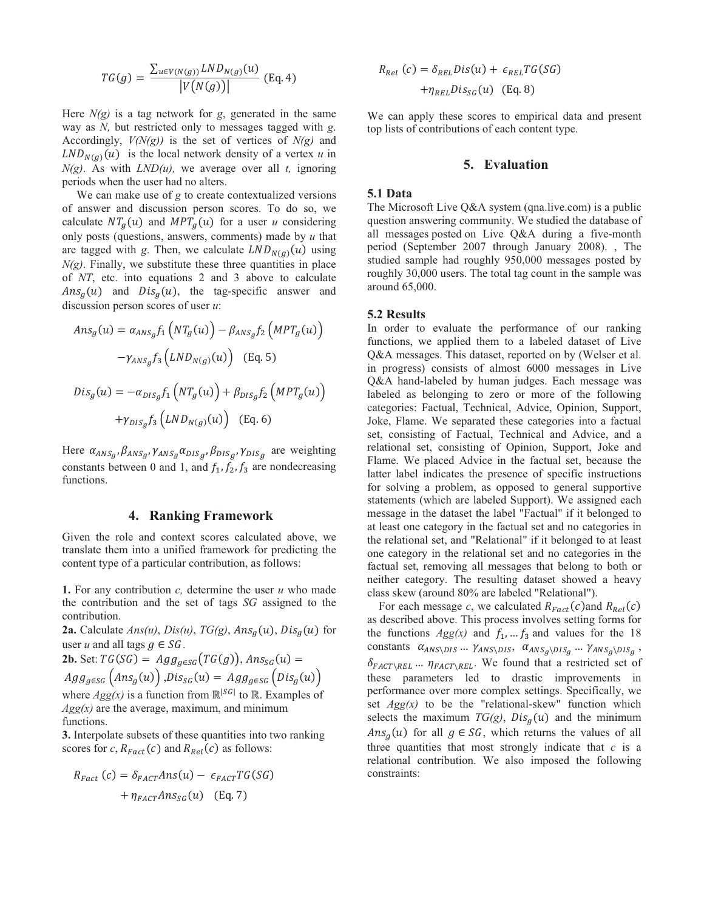$$TG(g) = \frac{\sum_{u \in V(N(g))} LND_{N(g)}(u)}{|V(N(g))|} \quad \text{(Eq. 4)}$$

Here *N(g)* is a tag network for *g*, generated in the same way as *N,* but restricted only to messages tagged with *g*. Accordingly, *V(N(g))* is the set of vertices of *N(g)* and $LND_{N(g)}(u)$ is the local network density of a vertex *u* in *N(g)*. As with *LND(u),* we average over all *t,* ignoring periods when the user had no alters.

We can make use of *g* to create contextualized versions of answer and discussion person scores. To do so, we calculate $NT_g(u)$ and $MPT_g(u)$ for a user *u* considering only posts (questions, answers, comments) made by *u* that are tagged with *g*. Then, we calculate $LND_{N(g)}(u)$ using *N(g)*. Finally, we substitute these three quantities in place of *NT*, etc. into equations 2 and 3 above to calculate $Ans_g(u)$ and $Dis_g(u)$, the tag-specific answer and discussion person scores of user *u*:

$$Ans_g(u) = \alpha_{ANS_g} f_1\left(NT_g(u)\right) - \beta_{ANS_g} f_2\left(MPT_g(u)\right) - \gamma_{ANS_g} f_3\left(LND_{N(g)}(u)\right) \quad \text{(Eq. 5)}$$

$$Dis_g(u) = -\alpha_{DIS_g} f_1\left(NT_g(u)\right) + \beta_{DIS_g} f_2\left(MPT_g(u)\right) + \gamma_{DIS_g} f_3\left(LND_{N(g)}(u)\right) \quad \text{(Eq. 6)}$$

Here $\alpha_{ANS_g}, \beta_{ANS_g}, \gamma_{ANS_g} \alpha_{DIS_g}, \beta_{DIS_g}, \gamma_{DIS_g}$ are weighting constants between 0 and 1, and $f_1, f_2, f_3$ are nondecreasing functions.

## 4. Ranking Framework

Given the role and context scores calculated above, we translate them into a unified framework for predicting the content type of a particular contribution, as follows:

**1.** For any contribution *c,* determine the user *u* who made the contribution and the set of tags *SG* assigned to the contribution.

**2a.** Calculate *Ans(u)*, *Dis(u)*, *TG(g)*, $Ans_g(u)$, $Dis_g(u)$ for user *u* and all tags $g \in SG$.

**2b.** Set: $TG(SG) = Agg_{g \in SG}\left(TG(g)\right)$, $Ans_{SG}(u) = Agg_{g \in SG}\left(Ans_g(u)\right)$, $Dis_{SG}(u) = Agg_{g \in SG}\left(Dis_g(u)\right)$ where *Agg(x)* is a function from $\mathbb{R}^{|SG|}$ to $\mathbb{R}$. Examples of *Agg(x)* are the average, maximum, and minimum functions.

**3.** Interpolate subsets of these quantities into two ranking scores for *c*, $R_{Fact}(c)$ and $R_{Rel}(c)$ as follows:

$$R_{Fact}(c) = \delta_{FACT} Ans(u) - \epsilon_{FACT} TG(SG) + \eta_{FACT} Ans_{SG}(u) \quad \text{(Eq. 7)}$$

$$R_{Rel}(c) = \delta_{REL} Dis(u) + \epsilon_{REL} TG(SG) + \eta_{REL} Dis_{SG}(u) \quad \text{(Eq. 8)}$$

We can apply these scores to empirical data and present top lists of contributions of each content type.

## 5. Evaluation

### 5.1 Data

The Microsoft Live Q&A system (qna.live.com) is a public question answering community. We studied the database of all messages posted on Live Q&A during a five-month period (September 2007 through January 2008). , The studied sample had roughly 950,000 messages posted by roughly 30,000 users. The total tag count in the sample was around 65,000.

### 5.2 Results

In order to evaluate the performance of our ranking functions, we applied them to a labeled dataset of Live Q&A messages. This dataset, reported on by (Welser et al. in progress) consists of almost 6000 messages in Live Q&A hand-labeled by human judges. Each message was labeled as belonging to zero or more of the following categories: Factual, Technical, Advice, Opinion, Support, Joke, Flame. We separated these categories into a factual set, consisting of Factual, Technical and Advice, and a relational set, consisting of Opinion, Support, Joke and Flame. We placed Advice in the factual set, because the latter label indicates the presence of specific instructions for solving a problem, as opposed to general supportive statements (which are labeled Support). We assigned each message in the dataset the label "Factual" if it belonged to at least one category in the factual set and no categories in the relational set, and "Relational" if it belonged to at least one category in the relational set and no categories in the factual set, removing all messages that belong to both or neither category. The resulting dataset showed a heavy class skew (around 80% are labeled "Relational").

For each message *c*, we calculated $R_{Fact}(c)$ and $R_{Rel}(c)$ as described above. This process involves setting forms for the functions *Agg(x)* and $f_1, \ldots f_3$ and values for the 18 constants $\alpha_{ANS \setminus DIS} \ldots \gamma_{ANS \setminus DIS}$, $\alpha_{ANS_g \setminus DIS_g} \ldots \gamma_{ANS_g \setminus DIS_g}$, $\delta_{FACT \setminus REL} \ldots \eta_{FACT \setminus REL}$. We found that a restricted set of these parameters led to drastic improvements in performance over more complex settings. Specifically, we set *Agg(x)* to be the "relational-skew" function which selects the maximum *TG(g)*, $Dis_g(u)$ and the minimum $Ans_g(u)$ for all $g \in SG$, which returns the values of all three quantities that most strongly indicate that *c* is a relational contribution. We also imposed the following constraints: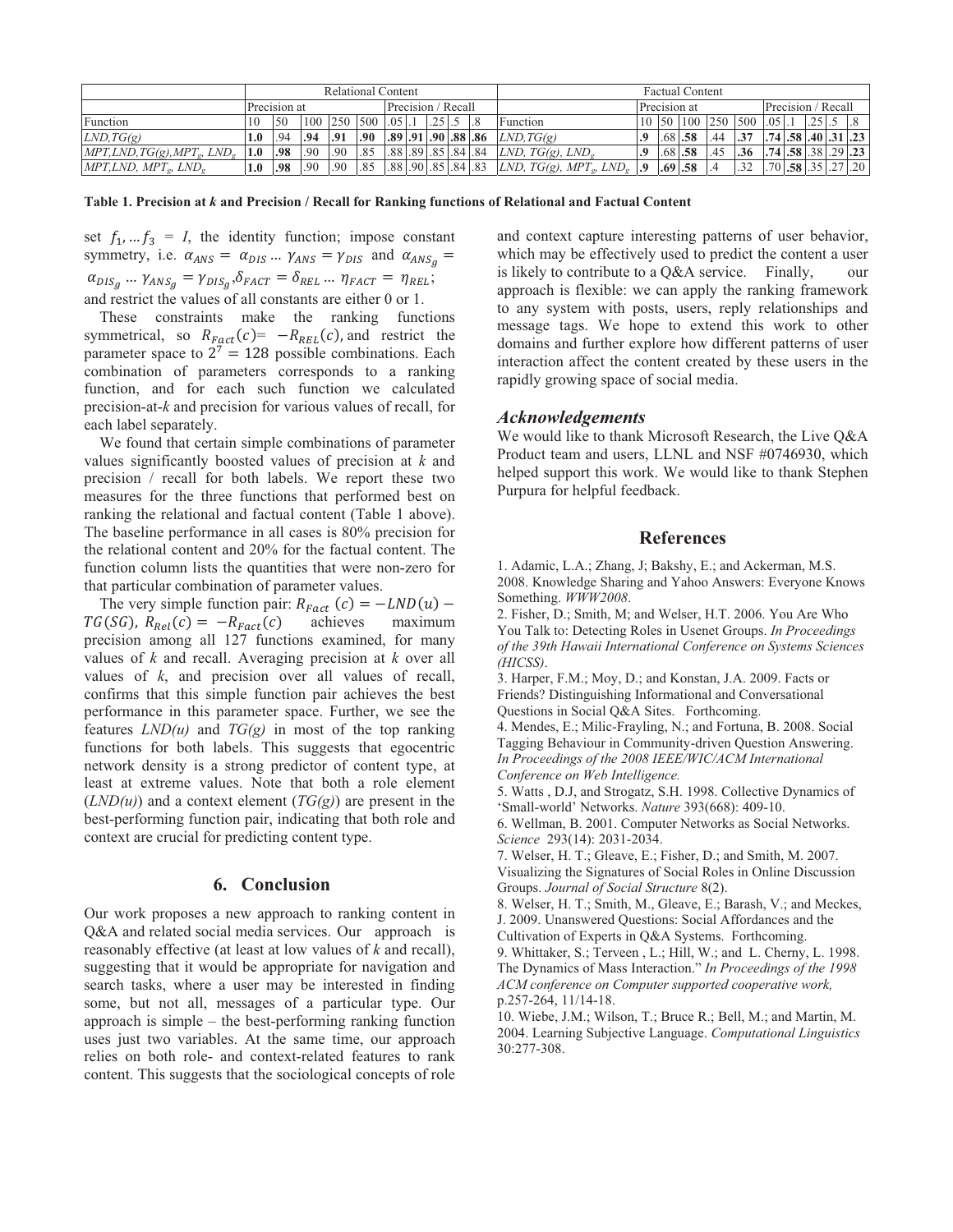| | Relational Content | | | | | | | | | | | Factual Content | | | | | | | | | | |
|---|---|---|---|---|---|---|---|---|---|---|---|---|---|---|---|---|---|---|---|---|---|---|
| | Precision at | | | | | Precision / Recall | | | | | | Precision at | | | | | Precision / Recall | | | | |
| Function | 10 | 50 | 100 | 250 | 500 | .05 | .1 | .25 | .5 | .8 | Function | 10 | 50 | 100 | 250 | 500 | .05 | .1 | .25 | .5 | .8 |
| *LND,TG(g)* | **1.0** | .94 | **.94** | **.91** | **.90** | **.89** | **.91** | **.90** | **.88** | **.86** | *LND,TG(g)* | **.9** | .68 | **.58** | .44 | **.37** | **.74** | **.58** | **.40** | **.31** | **.23** |
| *MPT,LND,TG(g),*$MPT_g$*,* $LND_g$ | **1.0** | **.98** | .90 | .90 | .85 | .88 | .89 | .85 | .84 | .84 | *LND, TG(g),* $LND_g$ | **.9** | .68 | **.58** | .45 | **.36** | **.74** | **.58** | .38 | .29 | **.23** |
| *MPT,LND,* $MPT_g$*,* $LND_g$ | **1.0** | **.98** | .90 | .90 | .85 | .88 | .90 | .85 | .84 | .83 | *LND, TG(g),* $MPT_g$*,* $LND_g$ | **.9** | **.69** | **.58** | .4 | .32 | .70 | **.58** | .35 | .27 | .20 |

**Table 1. Precision at *k* and Precision / Recall for Ranking functions of Relational and Factual Content**

set $f_1, \dots f_3 = I$, the identity function; impose constant symmetry, i.e. $\alpha_{ANS} = \alpha_{DIS} \dots \gamma_{ANS} = \gamma_{DIS}$ and $\alpha_{ANS_g} = \alpha_{DIS_g} \dots \gamma_{ANS_g} = \gamma_{DIS_g}, \delta_{FACT} = \delta_{REL} \dots \eta_{FACT} = \eta_{REL}$; and restrict the values of all constants are either 0 or 1.

These constraints make the ranking functions symmetrical, so $R_{Fact}(c) = -R_{REL}(c)$, and restrict the parameter space to $2^7 = 128$ possible combinations. Each combination of parameters corresponds to a ranking function, and for each such function we calculated precision-at-*k* and precision for various values of recall, for each label separately.

We found that certain simple combinations of parameter values significantly boosted values of precision at *k* and precision / recall for both labels. We report these two measures for the three functions that performed best on ranking the relational and factual content (Table 1 above). The baseline performance in all cases is 80% precision for the relational content and 20% for the factual content. The function column lists the quantities that were non-zero for that particular combination of parameter values.

The very simple function pair: $R_{Fact}(c) = -LND(u) - TG(SG)$, $R_{Rel}(c) = -R_{Fact}(c)$ achieves maximum precision among all 127 functions examined, for many values of *k* and recall. Averaging precision at *k* over all values of *k*, and precision over all values of recall, confirms that this simple function pair achieves the best performance in this parameter space. Further, we see the features *LND(u)* and *TG(g)* in most of the top ranking functions for both labels. This suggests that egocentric network density is a strong predictor of content type, at least at extreme values. Note that both a role element (*LND(u)*) and a context element (*TG(g)*) are present in the best-performing function pair, indicating that both role and context are crucial for predicting content type.

## 6. Conclusion

Our work proposes a new approach to ranking content in Q&A and related social media services. Our approach is reasonably effective (at least at low values of *k* and recall), suggesting that it would be appropriate for navigation and search tasks, where a user may be interested in finding some, but not all, messages of a particular type. Our approach is simple – the best-performing ranking function uses just two variables. At the same time, our approach relies on both role- and context-related features to rank content. This suggests that the sociological concepts of role and context capture interesting patterns of user behavior, which may be effectively used to predict the content a user is likely to contribute to a Q&A service. Finally, our approach is flexible: we can apply the ranking framework to any system with posts, users, reply relationships and message tags. We hope to extend this work to other domains and further explore how different patterns of user interaction affect the content created by these users in the rapidly growing space of social media.

### *Acknowledgements*

We would like to thank Microsoft Research, the Live Q&A Product team and users, LLNL and NSF #0746930, which helped support this work. We would like to thank Stephen Purpura for helpful feedback.

## References

1. Adamic, L.A.; Zhang, J; Bakshy, E.; and Ackerman, M.S. 2008. Knowledge Sharing and Yahoo Answers: Everyone Knows Something. *WWW2008.*
2. Fisher, D.; Smith, M; and Welser, H.T. 2006. You Are Who You Talk to: Detecting Roles in Usenet Groups. *In Proceedings of the 39th Hawaii International Conference on Systems Sciences (HICSS).*
3. Harper, F.M.; Moy, D.; and Konstan, J.A. 2009. Facts or Friends? Distinguishing Informational and Conversational Questions in Social Q&A Sites. Forthcoming.
4. Mendes, E.; Milic-Frayling, N.; and Fortuna, B. 2008. Social Tagging Behaviour in Community-driven Question Answering. *In Proceedings of the 2008 IEEE/WIC/ACM International Conference on Web Intelligence.*
5. Watts , D.J, and Strogatz, S.H. 1998. Collective Dynamics of 'Small-world' Networks. *Nature* 393(668): 409-10.
6. Wellman, B. 2001. Computer Networks as Social Networks. *Science* 293(14): 2031-2034.
7. Welser, H. T.; Gleave, E.; Fisher, D.; and Smith, M. 2007. Visualizing the Signatures of Social Roles in Online Discussion Groups. *Journal of Social Structure* 8(2).
8. Welser, H. T.; Smith, M., Gleave, E.; Barash, V.; and Meckes, J. 2009. Unanswered Questions: Social Affordances and the Cultivation of Experts in Q&A Systems. Forthcoming.
9. Whittaker, S.; Terveen , L.; Hill, W.; and L. Cherny, L. 1998. The Dynamics of Mass Interaction." *In Proceedings of the 1998 ACM conference on Computer supported cooperative work,* p.257-264, 11/14-18.
10. Wiebe, J.M.; Wilson, T.; Bruce R.; Bell, M.; and Martin, M. 2004. Learning Subjective Language. *Computational Linguistics* 30:277-308.